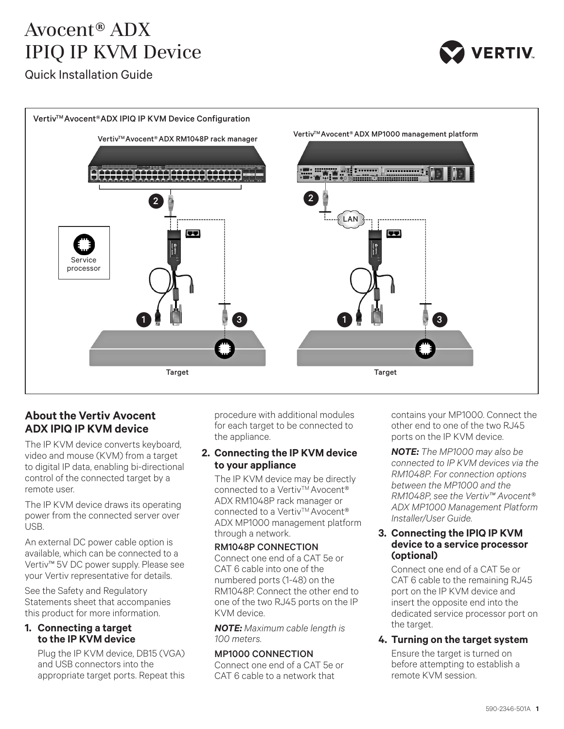# Avocent® ADX IPIQ IP KVM Device

Quick Installation Guide

Vertiv™ Avocent® ADX IPIQ IP KVM Device Configuration

Vertiv™ Avocent® ADX RM1048P rack manager

Vertiv™ Avocent® ADX MP1000 management platform

Service processor

LAN

Target

Target

## About the Vertiv Avocent ADX IPIQ IP KVM device

The IP KVM device converts keyboard, video and mouse (KVM) from a target to digital IP data, enabling bi-directional control of the connected target by a remote user.

The IP KVM device draws its operating power from the connected server over USB.

An external DC power cable option is available, which can be connected to a Vertiv™ 5V DC power supply. Please see your Vertiv representative for details.

See the Safety and Regulatory Statements sheet that accompanies this product for more information.

### 1. Connecting a target to the IP KVM device

Plug the IP KVM device, DB15 (VGA) and USB connectors into the appropriate target ports. Repeat this procedure with additional modules for each target to be connected to the appliance.

### 2. Connecting the IP KVM device to your appliance

The IP KVM device may be directly connected to a Vertiv™ Avocent® ADX RM1048P rack manager or connected to a Vertiv™ Avocent® ADX MP1000 management platform through a network.

**RM1048P CONNECTION**

Connect one end of a CAT 5e or CAT 6 cable into one of the numbered ports (1-48) on the RM1048P. Connect the other end to one of the two RJ45 ports on the IP KVM device.

***NOTE:*** *Maximum cable length is 100 meters.*

**MP1000 CONNECTION**

Connect one end of a CAT 5e or CAT 6 cable to a network that contains your MP1000. Connect the other end to one of the two RJ45 ports on the IP KVM device.

***NOTE:*** *The MP1000 may also be connected to IP KVM devices via the RM1048P. For connection options between the MP1000 and the RM1048P, see the Vertiv™ Avocent® ADX MP1000 Management Platform Installer/User Guide.*

### 3. Connecting the IPIQ IP KVM device to a service processor (optional)

Connect one end of a CAT 5e or CAT 6 cable to the remaining RJ45 port on the IP KVM device and insert the opposite end into the dedicated service processor port on the target.

### 4. Turning on the target system

Ensure the target is turned on before attempting to establish a remote KVM session.

590-2346-501A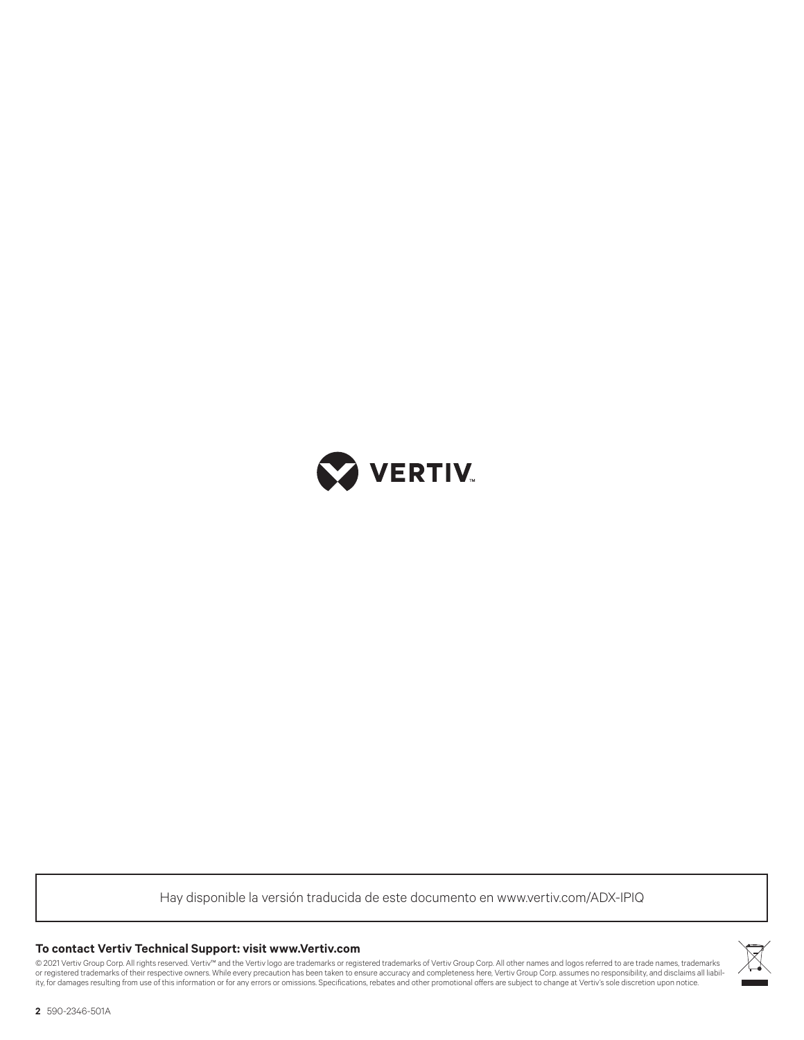VERTIV

Hay disponible la versión traducida de este documento en www.vertiv.com/ADX-IPIQ

**To contact Vertiv Technical Support: visit www.Vertiv.com**

© 2021 Vertiv Group Corp. All rights reserved. Vertiv™ and the Vertiv logo are trademarks or registered trademarks of Vertiv Group Corp. All other names and logos referred to are trade names, trademarks or registered trademarks of their respective owners. While every precaution has been taken to ensure accuracy and completeness here, Vertiv Group Corp. assumes no responsibility, and disclaims all liability, for damages resulting from use of this information or for any errors or omissions. Specifications, rebates and other promotional offers are subject to change at Vertiv's sole discretion upon notice.

590-2346-501A